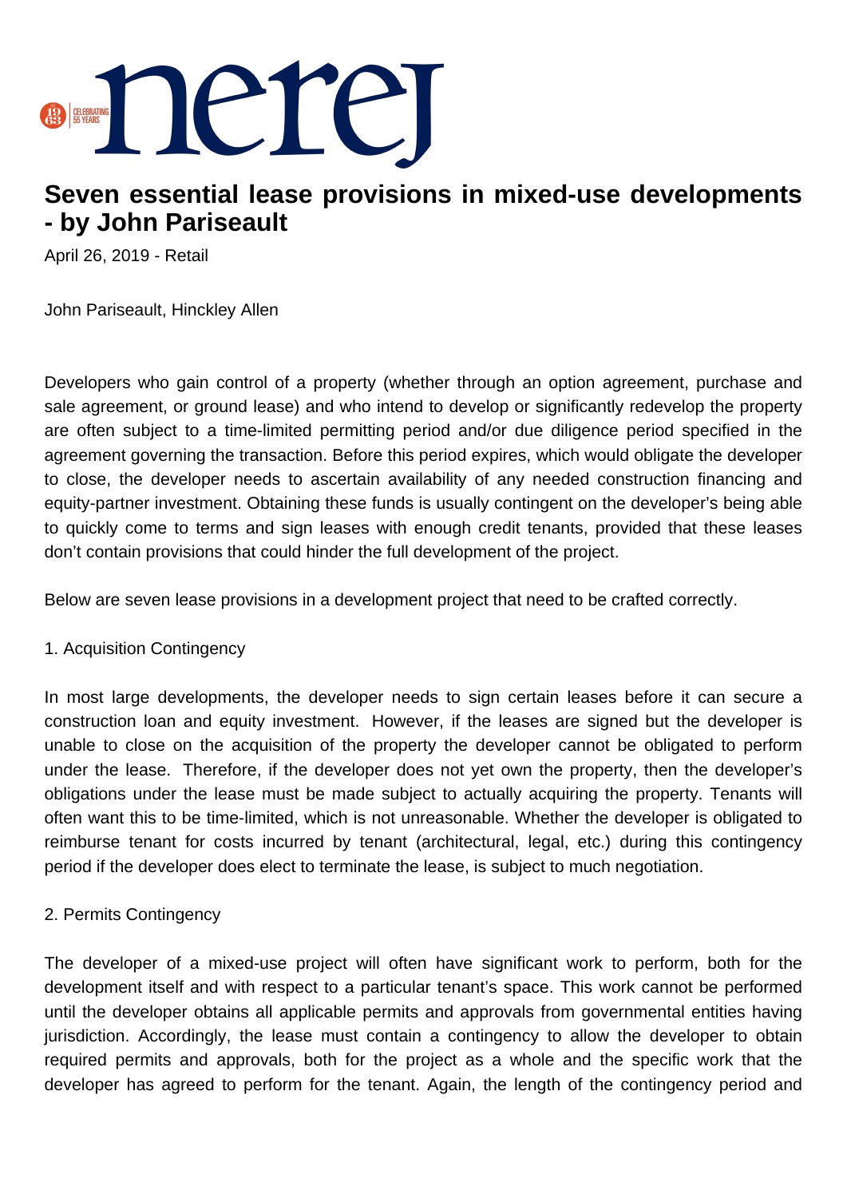# Seven essential lease provisions in mixed-use developments - by John Pariseault

April 26, 2019 - Retail

John Pariseault, Hinckley Allen

Developers who gain control of a property (whether through an option agreement, purchase and sale agreement, or ground lease) and who intend to develop or significantly redevelop the property are often subject to a time-limited permitting period and/or due diligence period specified in the agreement governing the transaction. Before this period expires, which would obligate the developer to close, the developer needs to ascertain availability of any needed construction financing and equity-partner investment. Obtaining these funds is usually contingent on the developer's being able to quickly come to terms and sign leases with enough credit tenants, provided that these leases don't contain provisions that could hinder the full development of the project.

Below are seven lease provisions in a development project that need to be crafted correctly.

1. Acquisition Contingency

In most large developments, the developer needs to sign certain leases before it can secure a construction loan and equity investment. However, if the leases are signed but the developer is unable to close on the acquisition of the property the developer cannot be obligated to perform under the lease. Therefore, if the developer does not yet own the property, then the developer's obligations under the lease must be made subject to actually acquiring the property. Tenants will often want this to be time-limited, which is not unreasonable. Whether the developer is obligated to reimburse tenant for costs incurred by tenant (architectural, legal, etc.) during this contingency period if the developer does elect to terminate the lease, is subject to much negotiation.

2. Permits Contingency

The developer of a mixed-use project will often have significant work to perform, both for the development itself and with respect to a particular tenant's space. This work cannot be performed until the developer obtains all applicable permits and approvals from governmental entities having jurisdiction. Accordingly, the lease must contain a contingency to allow the developer to obtain required permits and approvals, both for the project as a whole and the specific work that the developer has agreed to perform for the tenant. Again, the length of the contingency period and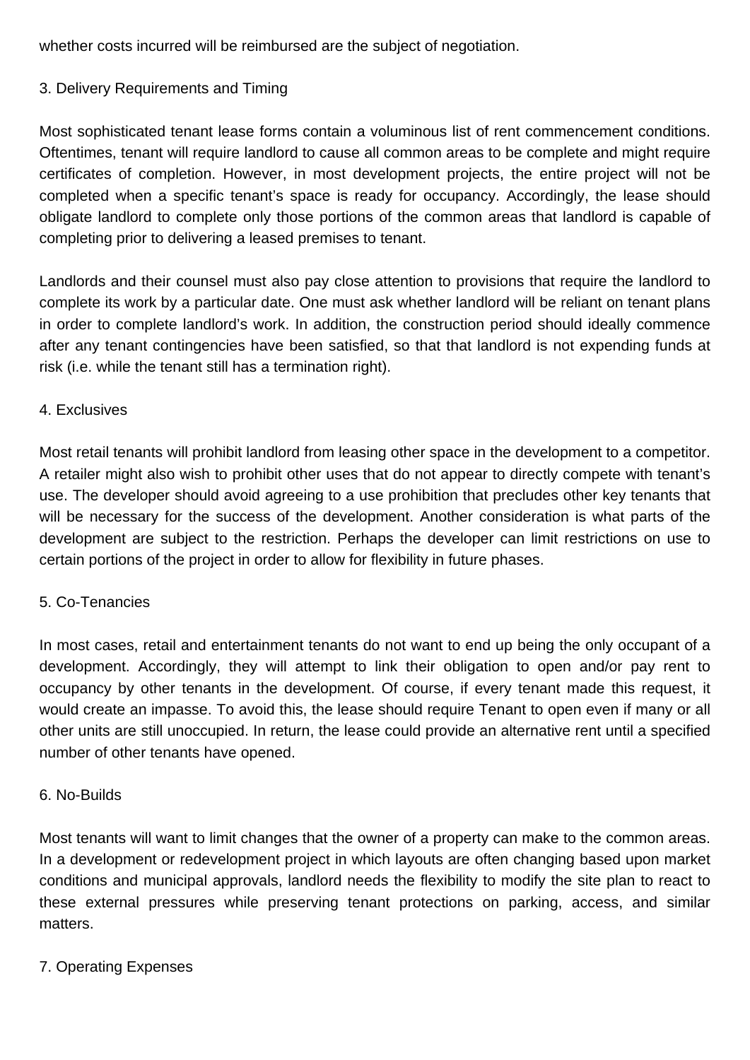whether costs incurred will be reimbursed are the subject of negotiation.

3. Delivery Requirements and Timing

Most sophisticated tenant lease forms contain a voluminous list of rent commencement conditions. Oftentimes, tenant will require landlord to cause all common areas to be complete and might require certificates of completion. However, in most development projects, the entire project will not be completed when a specific tenant's space is ready for occupancy. Accordingly, the lease should obligate landlord to complete only those portions of the common areas that landlord is capable of completing prior to delivering a leased premises to tenant.

Landlords and their counsel must also pay close attention to provisions that require the landlord to complete its work by a particular date. One must ask whether landlord will be reliant on tenant plans in order to complete landlord's work. In addition, the construction period should ideally commence after any tenant contingencies have been satisfied, so that that landlord is not expending funds at risk (i.e. while the tenant still has a termination right).

4. Exclusives

Most retail tenants will prohibit landlord from leasing other space in the development to a competitor. A retailer might also wish to prohibit other uses that do not appear to directly compete with tenant's use. The developer should avoid agreeing to a use prohibition that precludes other key tenants that will be necessary for the success of the development. Another consideration is what parts of the development are subject to the restriction. Perhaps the developer can limit restrictions on use to certain portions of the project in order to allow for flexibility in future phases.

5. Co-Tenancies

In most cases, retail and entertainment tenants do not want to end up being the only occupant of a development. Accordingly, they will attempt to link their obligation to open and/or pay rent to occupancy by other tenants in the development. Of course, if every tenant made this request, it would create an impasse. To avoid this, the lease should require Tenant to open even if many or all other units are still unoccupied. In return, the lease could provide an alternative rent until a specified number of other tenants have opened.

6. No-Builds

Most tenants will want to limit changes that the owner of a property can make to the common areas. In a development or redevelopment project in which layouts are often changing based upon market conditions and municipal approvals, landlord needs the flexibility to modify the site plan to react to these external pressures while preserving tenant protections on parking, access, and similar matters.

7. Operating Expenses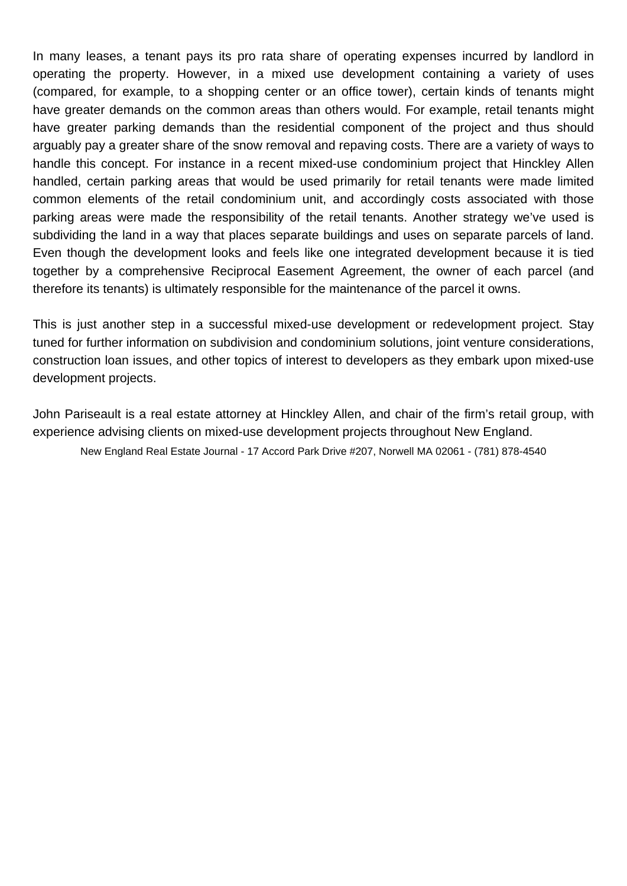In many leases, a tenant pays its pro rata share of operating expenses incurred by landlord in operating the property. However, in a mixed use development containing a variety of uses (compared, for example, to a shopping center or an office tower), certain kinds of tenants might have greater demands on the common areas than others would. For example, retail tenants might have greater parking demands than the residential component of the project and thus should arguably pay a greater share of the snow removal and repaving costs. There are a variety of ways to handle this concept. For instance in a recent mixed-use condominium project that Hinckley Allen handled, certain parking areas that would be used primarily for retail tenants were made limited common elements of the retail condominium unit, and accordingly costs associated with those parking areas were made the responsibility of the retail tenants. Another strategy we've used is subdividing the land in a way that places separate buildings and uses on separate parcels of land. Even though the development looks and feels like one integrated development because it is tied together by a comprehensive Reciprocal Easement Agreement, the owner of each parcel (and therefore its tenants) is ultimately responsible for the maintenance of the parcel it owns.

This is just another step in a successful mixed-use development or redevelopment project. Stay tuned for further information on subdivision and condominium solutions, joint venture considerations, construction loan issues, and other topics of interest to developers as they embark upon mixed-use development projects.

John Pariseault is a real estate attorney at Hinckley Allen, and chair of the firm's retail group, with experience advising clients on mixed-use development projects throughout New England.